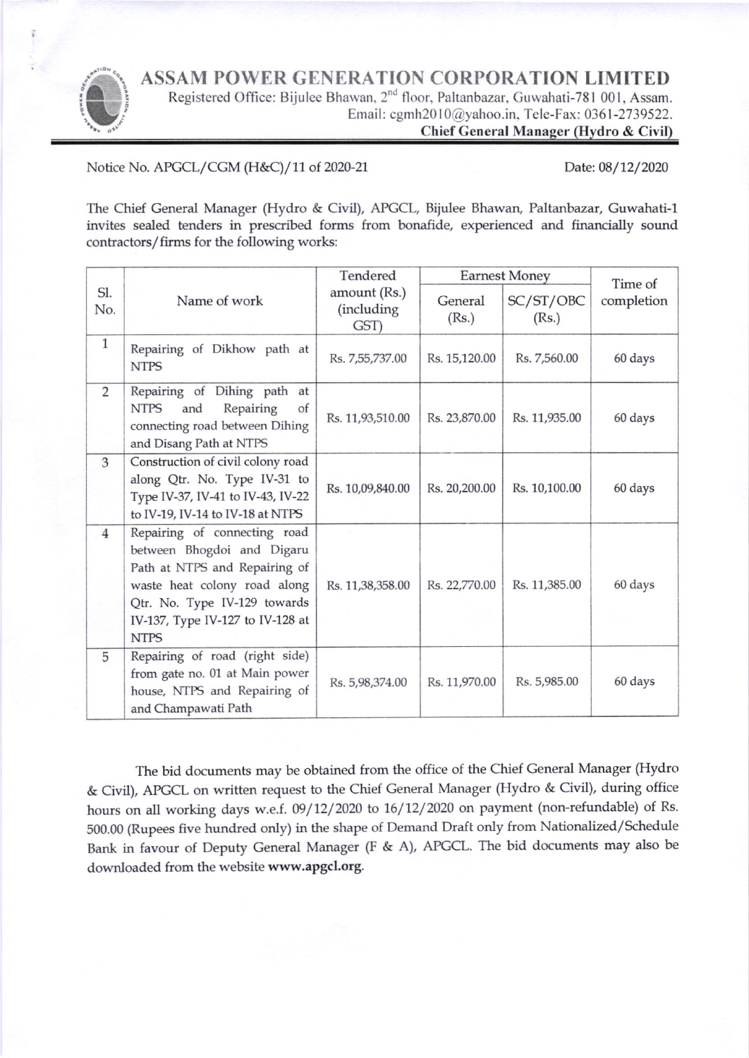# ASSAM POWER GENERATION CORPORATION LIMITED

Registered Office: Bijulee Bhawan, 2nd floor, Paltanbazar, Guwahati-781 001, Assam.
Email: cgmh2010@yahoo.in, Tele-Fax: 0361-2739522.
**Chief General Manager (Hydro & Civil)**

Notice No. APGCL/CGM (H&C)/11 of 2020-21 Date: 08/12/2020

The Chief General Manager (Hydro & Civil), APGCL, Bijulee Bhawan, Paltanbazar, Guwahati-1 invites sealed tenders in prescribed forms from bonafide, experienced and financially sound contractors/firms for the following works:

| Sl. No. | Name of work | Tendered amount (Rs.) (including GST) | Earnest Money | | Time of completion |
|---|---|---|---|---|---|
| | | | General (Rs.) | SC/ST/OBC (Rs.) | |
| 1 | Repairing of Dikhow path at NTPS | Rs. 7,55,737.00 | Rs. 15,120.00 | Rs. 7,560.00 | 60 days |
| 2 | Repairing of Dihing path at NTPS and Repairing of connecting road between Dihing and Disang Path at NTPS | Rs. 11,93,510.00 | Rs. 23,870.00 | Rs. 11,935.00 | 60 days |
| 3 | Construction of civil colony road along Qtr. No. Type IV-31 to Type IV-37, IV-41 to IV-43, IV-22 to IV-19, IV-14 to IV-18 at NTPS | Rs. 10,09,840.00 | Rs. 20,200.00 | Rs. 10,100.00 | 60 days |
| 4 | Repairing of connecting road between Bhogdoi and Digaru Path at NTPS and Repairing of waste heat colony road along Qtr. No. Type IV-129 towards IV-137, Type IV-127 to IV-128 at NTPS | Rs. 11,38,358.00 | Rs. 22,770.00 | Rs. 11,385.00 | 60 days |
| 5 | Repairing of road (right side) from gate no. 01 at Main power house, NTPS and Repairing of and Champawati Path | Rs. 5,98,374.00 | Rs. 11,970.00 | Rs. 5,985.00 | 60 days |

The bid documents may be obtained from the office of the Chief General Manager (Hydro & Civil), APGCL on written request to the Chief General Manager (Hydro & Civil), during office hours on all working days w.e.f. 09/12/2020 to 16/12/2020 on payment (non-refundable) of Rs. 500.00 (Rupees five hundred only) in the shape of Demand Draft only from Nationalized/Schedule Bank in favour of Deputy General Manager (F & A), APGCL. The bid documents may also be downloaded from the website **www.apgcl.org**.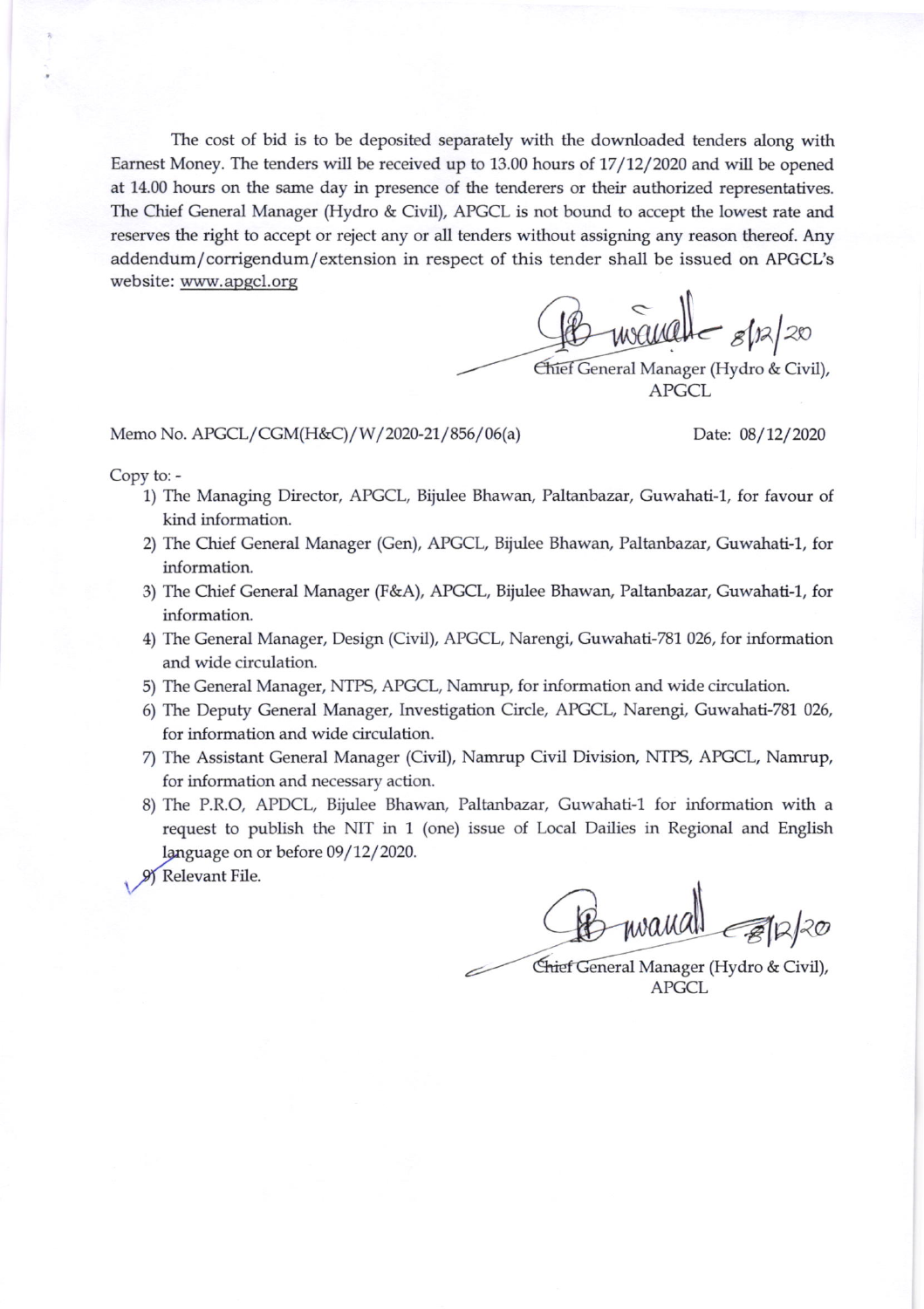The cost of bid is to be deposited separately with the downloaded tenders along with Earnest Money. The tenders will be received up to 13.00 hours of 17/12/2020 and will be opened at 14.00 hours on the same day in presence of the tenderers or their authorized representatives. The Chief General Manager (Hydro & Civil), APGCL is not bound to accept the lowest rate and reserves the right to accept or reject any or all tenders without assigning any reason thereof. Any addendum/corrigendum/extension in respect of this tender shall be issued on APGCL's website: www.apgcl.org

8/12/20

Chief General Manager (Hydro & Civil),
APGCL

Memo No. APGCL/CGM(H&C)/W/2020-21/856/06(a) Date: 08/12/2020

Copy to: -

1) The Managing Director, APGCL, Bijulee Bhawan, Paltanbazar, Guwahati-1, for favour of kind information.
2) The Chief General Manager (Gen), APGCL, Bijulee Bhawan, Paltanbazar, Guwahati-1, for information.
3) The Chief General Manager (F&A), APGCL, Bijulee Bhawan, Paltanbazar, Guwahati-1, for information.
4) The General Manager, Design (Civil), APGCL, Narengi, Guwahati-781 026, for information and wide circulation.
5) The General Manager, NTPS, APGCL, Namrup, for information and wide circulation.
6) The Deputy General Manager, Investigation Circle, APGCL, Narengi, Guwahati-781 026, for information and wide circulation.
7) The Assistant General Manager (Civil), Namrup Civil Division, NTPS, APGCL, Namrup, for information and necessary action.
8) The P.R.O, APDCL, Bijulee Bhawan, Paltanbazar, Guwahati-1 for information with a request to publish the NIT in 1 (one) issue of Local Dailies in Regional and English language on or before 09/12/2020.
9) Relevant File.

8/12/20

Chief General Manager (Hydro & Civil),
APGCL